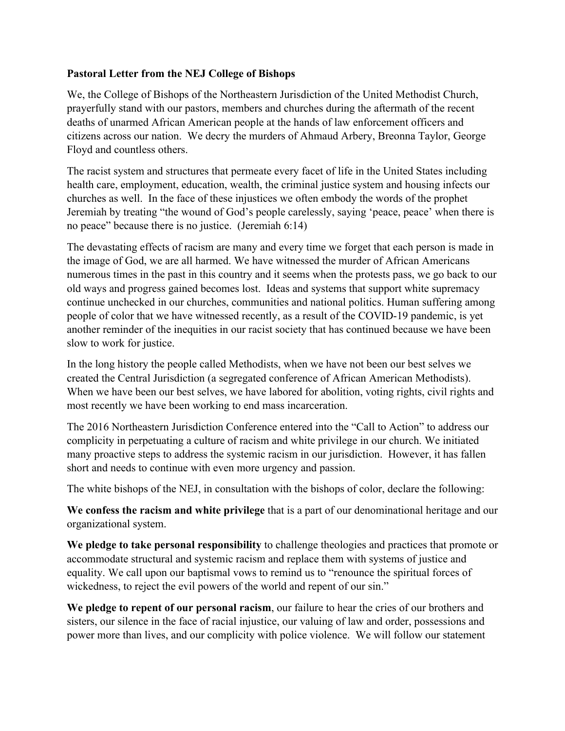**Pastoral Letter from the NEJ College of Bishops**

We, the College of Bishops of the Northeastern Jurisdiction of the United Methodist Church, prayerfully stand with our pastors, members and churches during the aftermath of the recent deaths of unarmed African American people at the hands of law enforcement officers and citizens across our nation. We decry the murders of Ahmaud Arbery, Breonna Taylor, George Floyd and countless others.

The racist system and structures that permeate every facet of life in the United States including health care, employment, education, wealth, the criminal justice system and housing infects our churches as well. In the face of these injustices we often embody the words of the prophet Jeremiah by treating "the wound of God's people carelessly, saying 'peace, peace' when there is no peace" because there is no justice. (Jeremiah 6:14)

The devastating effects of racism are many and every time we forget that each person is made in the image of God, we are all harmed. We have witnessed the murder of African Americans numerous times in the past in this country and it seems when the protests pass, we go back to our old ways and progress gained becomes lost. Ideas and systems that support white supremacy continue unchecked in our churches, communities and national politics. Human suffering among people of color that we have witnessed recently, as a result of the COVID-19 pandemic, is yet another reminder of the inequities in our racist society that has continued because we have been slow to work for justice.

In the long history the people called Methodists, when we have not been our best selves we created the Central Jurisdiction (a segregated conference of African American Methodists). When we have been our best selves, we have labored for abolition, voting rights, civil rights and most recently we have been working to end mass incarceration.

The 2016 Northeastern Jurisdiction Conference entered into the "Call to Action" to address our complicity in perpetuating a culture of racism and white privilege in our church. We initiated many proactive steps to address the systemic racism in our jurisdiction. However, it has fallen short and needs to continue with even more urgency and passion.

The white bishops of the NEJ, in consultation with the bishops of color, declare the following:

**We confess the racism and white privilege** that is a part of our denominational heritage and our organizational system.

**We pledge to take personal responsibility** to challenge theologies and practices that promote or accommodate structural and systemic racism and replace them with systems of justice and equality. We call upon our baptismal vows to remind us to "renounce the spiritual forces of wickedness, to reject the evil powers of the world and repent of our sin."

**We pledge to repent of our personal racism**, our failure to hear the cries of our brothers and sisters, our silence in the face of racial injustice, our valuing of law and order, possessions and power more than lives, and our complicity with police violence. We will follow our statement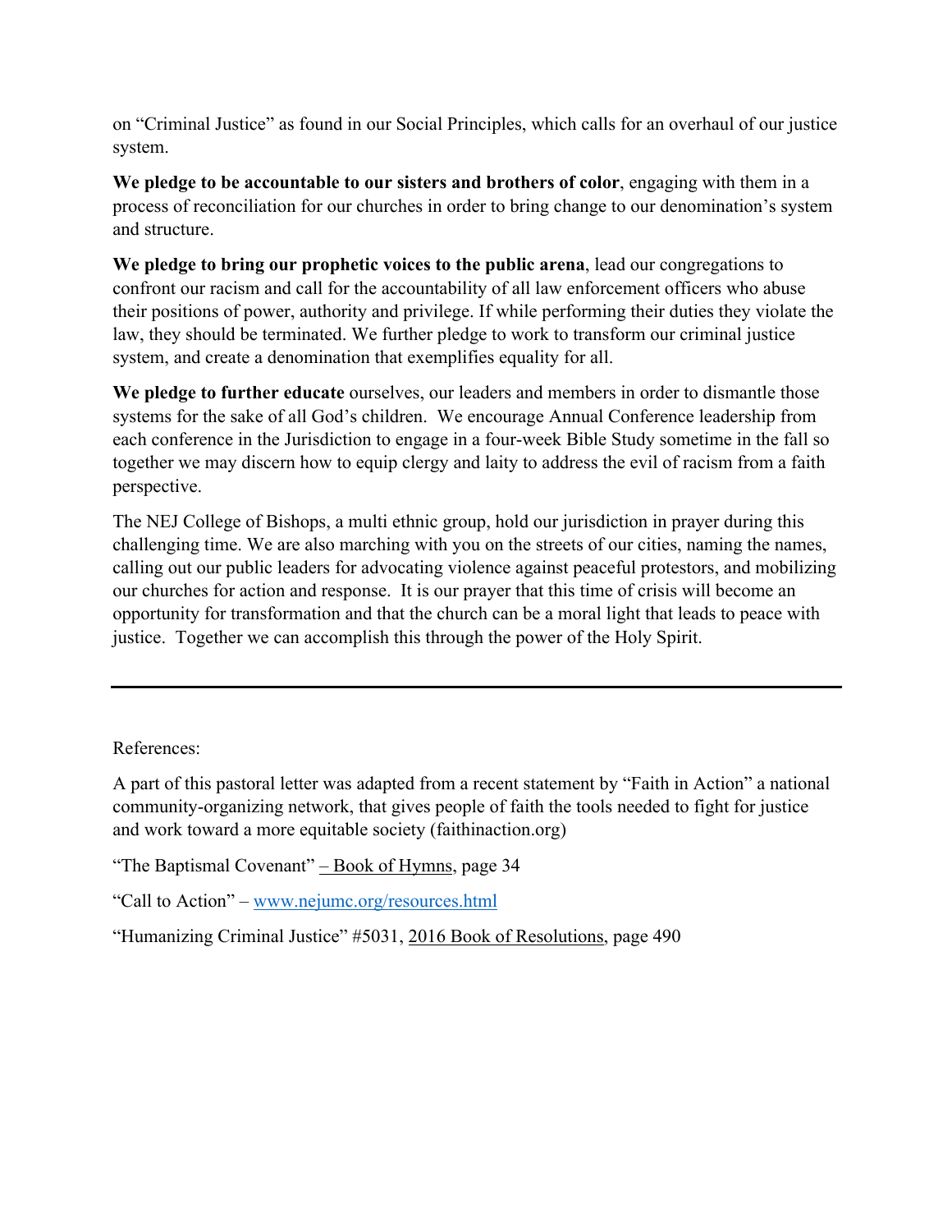on "Criminal Justice" as found in our Social Principles, which calls for an overhaul of our justice system.

**We pledge to be accountable to our sisters and brothers of color**, engaging with them in a process of reconciliation for our churches in order to bring change to our denomination's system and structure.

**We pledge to bring our prophetic voices to the public arena**, lead our congregations to confront our racism and call for the accountability of all law enforcement officers who abuse their positions of power, authority and privilege. If while performing their duties they violate the law, they should be terminated. We further pledge to work to transform our criminal justice system, and create a denomination that exemplifies equality for all.

**We pledge to further educate** ourselves, our leaders and members in order to dismantle those systems for the sake of all God's children. We encourage Annual Conference leadership from each conference in the Jurisdiction to engage in a four-week Bible Study sometime in the fall so together we may discern how to equip clergy and laity to address the evil of racism from a faith perspective.

The NEJ College of Bishops, a multi ethnic group, hold our jurisdiction in prayer during this challenging time. We are also marching with you on the streets of our cities, naming the names, calling out our public leaders for advocating violence against peaceful protestors, and mobilizing our churches for action and response. It is our prayer that this time of crisis will become an opportunity for transformation and that the church can be a moral light that leads to peace with justice. Together we can accomplish this through the power of the Holy Spirit.

---

References:

A part of this pastoral letter was adapted from a recent statement by "Faith in Action" a national community-organizing network, that gives people of faith the tools needed to fight for justice and work toward a more equitable society (faithinaction.org)

"The Baptismal Covenant" – Book of Hymns, page 34

"Call to Action" – www.nejumc.org/resources.html

"Humanizing Criminal Justice" #5031, 2016 Book of Resolutions, page 490